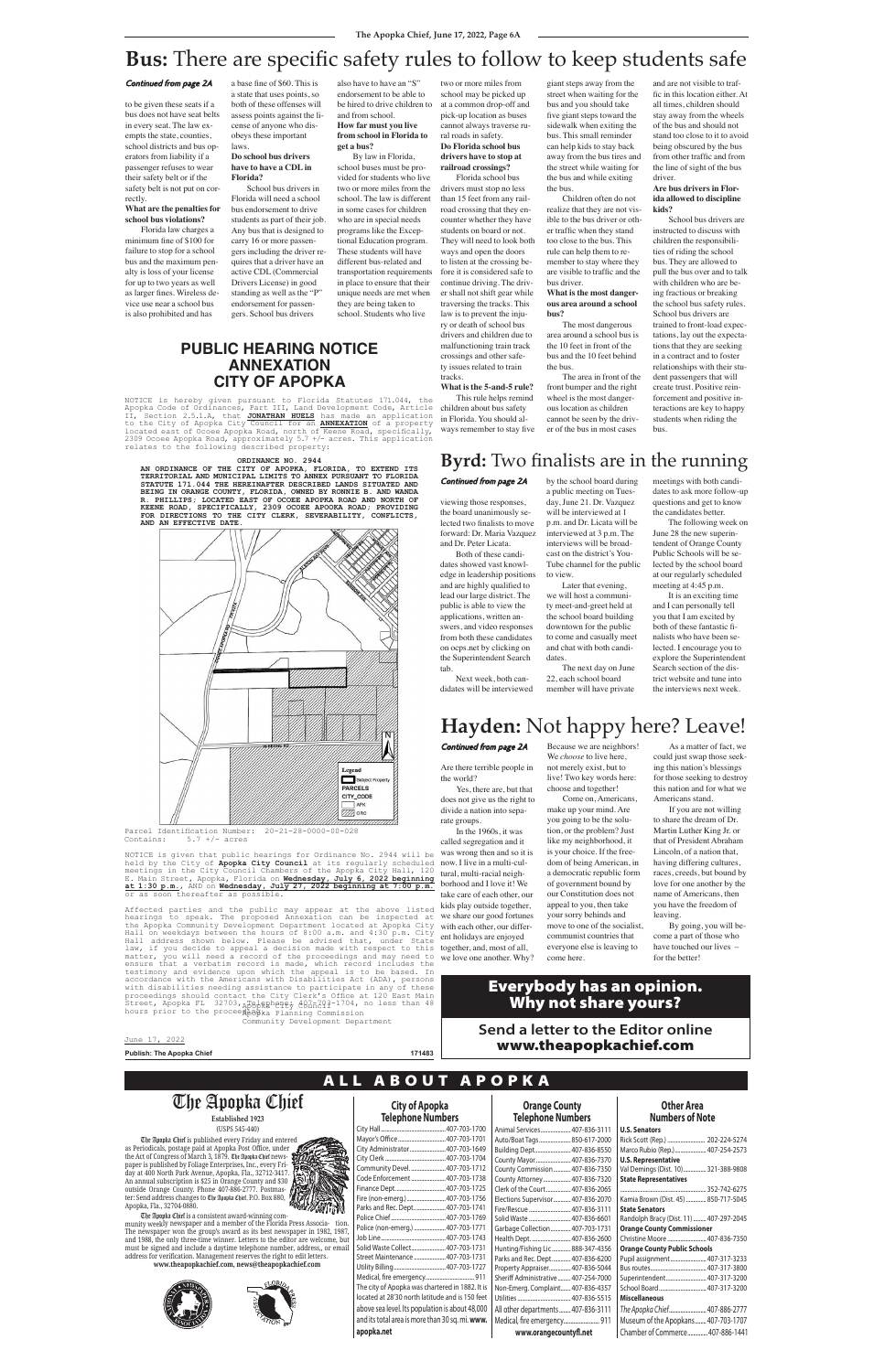# Bus: There are specific safety rules to follow to keep students safe

*Continued from page 2A*

to be given these seats if a bus does not have seat belts in every seat. The law exempts the state, counties, school districts and bus operators from liability if a passenger refuses to wear their safety belt or if the safety belt is not put on correctly.

**What are the penalties for school bus violations?**

Florida law charges a minimum fine of $100 for failure to stop for a school bus and the maximum penalty is loss of your license for up to two years as well as larger fines. Wireless device use near a school bus is also prohibited and has a base fine of $60. This is a state that uses points, so both of these offenses will assess points against the license of anyone who disobeys these important laws.

**Do school bus drivers have to have a CDL in Florida?**

School bus drivers in Florida will need a school bus endorsement to drive students as part of their job. Any bus that is designed to carry 16 or more passengers including the driver requires that a driver have an active CDL (Commercial Drivers License) in good standing as well as the "P" endorsement for passengers. School bus drivers also have to have an "S" endorsement to be able to be hired to drive children to and from school.

**How far must you live from school in Florida to get a bus?**

By law in Florida, school buses must be provided for students who live two or more miles from the school. The law is different in some cases for children who are in special needs programs like the Exceptional Education program. These students will have different bus-related and transportation requirements in place to ensure that their unique needs are met when they are being taken to school. Students who live two or more miles from school may be picked up at a common drop-off and pick-up location as buses cannot always traverse rural roads in safety.

**Do Florida school bus drivers have to stop at railroad crossings?**

Florida school bus drivers must stop no less than 15 feet from any railroad crossing that they encounter whether they have students on board or not. They will need to look both ways and open the doors to listen at the crossing before it is considered safe to continue driving. The driver shall not shift gear while traversing the tracks. This law is to prevent the injury or death of school bus drivers and children due to malfunctioning train track crossings and other safety issues related to train tracks.

**What is the 5-and-5 rule?**

This rule helps remind children about bus safety in Florida. You should always remember to stay five giant steps away from the street when waiting for the bus and you should take five giant steps toward the sidewalk when exiting the bus. This small reminder can help kids to stay back away from the bus tires and the street while waiting for the bus and while exiting the bus.

Children often do not realize that they are not visible to the bus driver or other traffic when they stand too close to the bus. This rule can help them to remember to stay where they are visible to traffic and the bus driver.

**What is the most dangerous area around a school bus?**

The most dangerous area around a school bus is the 10 feet in front of the bus and the 10 feet behind the bus.

The area in front of the front bumper and the right wheel is the most dangerous location as children cannot be seen by the driver of the bus in most cases and are not visible to traffic in this location either. At all times, children should stay away from the wheels of the bus and should not stand too close to it to avoid being obscured by the bus from other traffic and from the line of sight of the bus driver.

**Are bus drivers in Florida allowed to discipline kids?**

School bus drivers are instructed to discuss with children the responsibilities of riding the school bus. They are allowed to pull the bus over and to talk with children who are being fractious or breaking the school bus safety rules. School bus drivers are trained to front-load expectations, lay out the expectations that they are seeking in a contract and to foster relationships with their student passengers that will create trust. Positive reinforcement and positive interactions are key to happy students when riding the bus.

## PUBLIC HEARING NOTICE ANNEXATION CITY OF APOPKA

NOTICE is hereby given pursuant to Florida Statutes 171.044, the Apopka Code of Ordinances, Part III, Land Development Code, Article II, Section 2.5.1.A, that **JONATHAN HUELS** has made an application to the City of Apopka City Council for an **ANNEXATION** of a property located east of Ocoee Apopka Road, north of Keene Road, specifically, 2309 Ocoee Apopka Road, approximately 5.7 +/- acres. This application relates to the following described property:

**ORDINANCE NO. 2944**

**AN ORDINANCE OF THE CITY OF APOPKA, FLORIDA, TO EXTEND ITS TERRITORIAL AND MUNICIPAL LIMITS TO ANNEX PURSUANT TO FLORIDA STATUTE 171.044 THE HEREINAFTER DESCRIBED LANDS SITUATED AND BEING IN ORANGE COUNTY, FLORIDA, OWNED BY RONNIE B. AND WANDA R. PHILLIPS; LOCATED EAST OF OCOEE APOPKA ROAD AND NORTH OF KEENE ROAD, SPECIFICALLY, 2309 OCOEE APOPKA ROAD; PROVIDING FOR DIRECTIONS TO THE CITY CLERK, SEVERABILITY, CONFLICTS, AND AN EFFECTIVE DATE.**

Legend: Subject Property; PARCELS; CITY_CODE: APK, ORG

Parcel Identification Number: 20-21-28-0000-00-028
Contains: 5.7 +/- acres

NOTICE is given that public hearings for Ordinance No. 2944 will be held by the City of **Apopka City Council** at its regularly scheduled meetings in the City Council Chambers of the Apopka City Hall, 120 E. Main Street, Apopka, Florida on **Wednesday, July 6, 2022 beginning at 1:30 p.m.**, AND on **Wednesday, July 27, 2022 beginning at 7:00 p.m.** or as soon thereafter as possible.

Affected parties and the public may appear at the above listed hearings to speak. The proposed Annexation can be inspected at the Apopka Community Development Department located at Apopka City Hall on weekdays between the hours of 8:00 a.m. and 4:30 p.m. City Hall address shown below. Please be advised that, under State law, if you decide to appeal a decision made with respect to this matter, you will need a record of the proceedings and may need to ensure that a verbatim record is made, which record includes the testimony and evidence upon which the appeal is to be based. In accordance with the Americans with Disabilities Act (ADA), persons with disabilities needing assistance to participate in any of these proceedings should contact the City Clerk's Office at 120 East Main Street, Apopka FL 32703, Telephone: 407-703-1704, no less than 48 hours prior to the proceeding.

Apopka City Council
Apopka Planning Commission
Community Development Department

June 17, 2022

**Publish: The Apopka Chief** **171483**

# Byrd: Two finalists are in the running

*Continued from page 2A*

viewing those responses, the board unanimously selected two finalists to move forward: Dr. Maria Vazquez and Dr. Peter Licata.

Both of these candidates showed vast knowledge in leadership positions and are highly qualified to lead our large district. The public is able to view the applications, written answers, and video responses from both these candidates on ocps.net by clicking on the Superintendent Search tab.

Next week, both candidates will be interviewed by the school board during a public meeting on Tuesday, June 21. Dr. Vazquez will be interviewed at 1 p.m. and Dr. Licata will be interviewed at 3 p.m. The interviews will be broadcast on the district's YouTube channel for the public to view.

Later that evening, we will host a community meet-and-greet held at the school board building downtown for the public to come and casually meet and chat with both candidates.

The next day on June 22, each school board member will have private meetings with both candidates to ask more follow-up questions and get to know the candidates better.

The following week on June 28 the new superintendent of Orange County Public Schools will be selected by the school board at our regularly scheduled meeting at 4:45 p.m.

It is an exciting time and I can personally tell you that I am excited by both of these fantastic finalists who have been selected. I encourage you to explore the Superintendent Search section of the district website and tune into the interviews next week.

# Hayden: Not happy here? Leave!

*Continued from page 2A*

Are there terrible people in the world?

Yes, there are, but that does not give us the right to divide a nation into separate groups.

In the 1960s, it was called segregation and it was wrong then and so it is now. I live in a multi-cultural, multi-racial neighborhood and I love it! We take care of each other, our kids play outside together, we share our good fortunes with each other, our different holidays are enjoyed together, and, most of all, we love one another. Why? Because we are neighbors! We *choose* to live here, not merely exist, but to live! Two key words here: choose and together!

Come on, Americans, make up your mind. Are you going to be the solution, or the problem? Just like my neighborhood, it is your choice. If the freedom of being American, in a democratic republic form of government bound by our Constitution does not appeal to you, then take your sorry behinds and move to one of the socialist, communist countries that everyone else is leaving to come here.

As a matter of fact, we could just swap those seeking this nation's blessings for those seeking to destroy this nation and for what we Americans stand.

If you are not willing to share the dream of Dr. Martin Luther King Jr. or that of President Abraham Lincoln, of a nation that, having differing cultures, races, creeds, but bound by love for one another by the name of Americans, then you have the freedom of leaving.

By going, you will become a part of those who have touched our lives – for the better!

**Everybody has an opinion. Why not share yours?**

**Send a letter to the Editor online www.theapopkachief.com**

## ALL ABOUT APOPKA

### The Apopka Chief

**Established 1923**
(USPS 545-440)

The Apopka Chief is published every Friday and entered as Periodicals, postage paid at Apopka Post Office, under the Act of Congress of March 3, 1879. The Apopka Chief newspaper is published by Foliage Enterprises, Inc., every Friday at 400 North Park Avenue, Apopka, Fla., 32712-3417. An annual subscription is $25 in Orange County and $30 outside Orange County. Phone 407-886-2777. Postmaster: Send address changes to The Apopka Chief, P.O. Box 880, Apopka, Fla., 32704-0880.

The Apopka Chief is a consistent award-winning community weekly newspaper and a member of the Florida Press Association. The newspaper won the group's award as its best newspaper in 1982, 1987, and 1988, the only three-time winner. Letters to the editor are welcome, but must be signed and include a daytime telephone number, address, or email address for verification. Management reserves the right to edit letters.

**www.theapopkachief.com, news@theapopkachief.com**

### City of Apopka Telephone Numbers

| | |
|---|---|
| City Hall | 407-703-1700 |
| Mayor's Office | 407-703-1701 |
| City Administrator | 407-703-1649 |
| City Clerk | 407-703-1704 |
| Community Devel. | 407-703-1712 |
| Code Enforcement | 407-703-1738 |
| Finance Dept. | 407-703-1725 |
| Fire (non-emerg.) | 407-703-1756 |
| Parks and Rec. Dept. | 407-703-1741 |
| Police Chief | 407-703-1769 |
| Police (non-emerg.) | 407-703-1771 |
| Job Line | 407-703-1743 |
| Solid Waste Collect. | 407-703-1731 |
| Street Maintenance | 407-703-1731 |
| Utility Billing | 407-703-1727 |
| Medical, fire emergency | 911 |

The city of Apopka was chartered in 1882. It is located at 28'30 north latitude and is 150 feet above sea level. Its population is about 48,000 and its total area is more than 30 sq. mi. **www.apopka.net**

### Orange County Telephone Numbers

| | |
|---|---|
| Animal Services | 407-836-3111 |
| Auto/Boat Tags | 850-617-2000 |
| Building Dept. | 407-836-8550 |
| County Mayor | 407-836-7370 |
| County Commission | 407-836-7350 |
| County Attorney | 407-836-7320 |
| Clerk of the Court | 407-836-2065 |
| Elections Supervisor | 407-836-2070 |
| Fire/Rescue | 407-836-3111 |
| Solid Waste | 407-836-6601 |
| Garbage Collection | 407-703-1731 |
| Health Dept. | 407-836-2600 |
| Hunting/Fishing Lic. | 888-347-4356 |
| Parks and Rec. Dept. | 407-836-6200 |
| Property Appraiser | 407-836-5044 |
| Sheriff Administrative | 407-254-7000 |
| Non-Emerg. Complaint | 407-836-4357 |
| Utilities | 407-836-5515 |
| All other departments | 407-836-3111 |
| Medical, fire emergency | 911 |

**www.orangecountyfl.net**

### Other Area Numbers of Note

| | |
|---|---|
| **U.S. Senators** | |
| Rick Scott (Rep.) | 202-224-5274 |
| Marco Rubio (Rep.) | 407-254-2573 |
| **U.S. Representative** | |
| Val Demings (Dist. 10) | 321-388-9808 |
| **State Representatives** | |
| | 352-742-6275 |
| Kamia Brown (Dist. 45) | 850-717-5045 |
| **State Senators** | |
| Randolph Bracy (Dist. 11) | 407-297-2045 |
| **Orange County Commissioner** | |
| Christine Moore | 407-836-7350 |
| **Orange County Public Schools** | |
| Pupil assignment | 407-317-3233 |
| Bus routes | 407-317-3800 |
| Superintendent | 407-317-3200 |
| School Board | 407-317-3200 |
| **Miscellaneous** | |
| *The Apopka Chief* | 407-886-2777 |
| Museum of the Apopkans | 407-703-1707 |
| Chamber of Commerce | 407-886-1441 |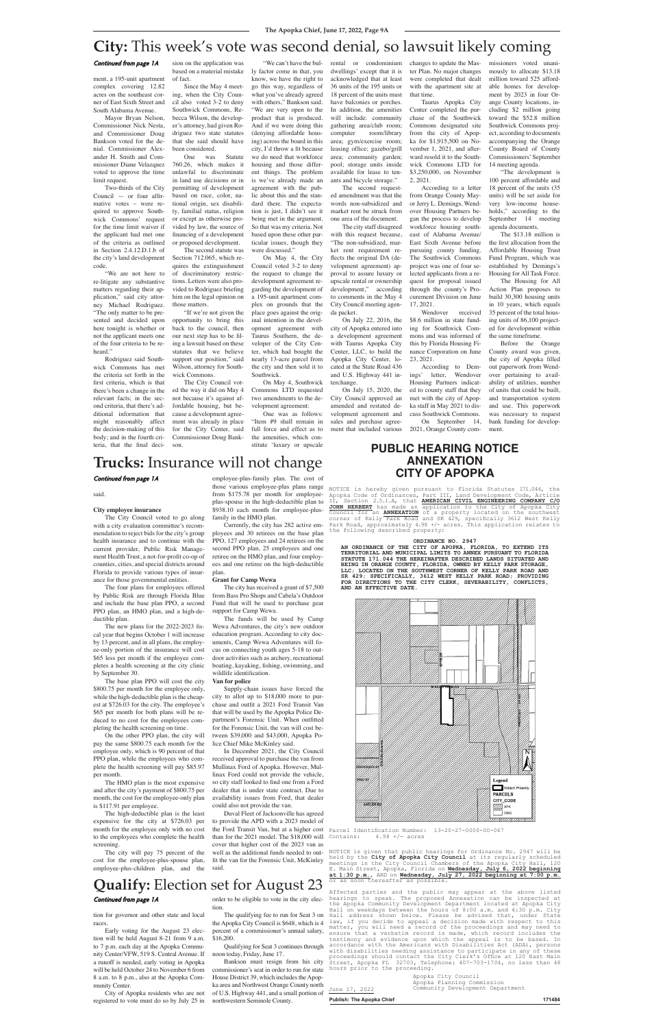# City: This week's vote was second denial, so lawsuit likely coming

*Continued from page 1A*

ment, a 195-unit apartment complex covering 12.82 acres on the southeast corner of East Sixth Street and South Alabama Avenue.

Mayor Bryan Nelson, Commissioner Nick Nesta, and Commissioner Doug Bankson voted for the denial. Commissioner Alexander H. Smith and Commissioner Diane Velazquez voted to approve the time limit request.

Two-thirds of the City Council — or four affirmative votes – were required to approve Southwick Commons' request for the time limit waiver if the applicant had met one of the criteria as outlined in Section 2.4.12.D.1.b of the city's land development code.

"We are not here to re-litigate any substantive matters regarding their application," said city attorney Michael Rodriguez. "The only matter to be presented and decided upon here tonight is whether or not the applicant meets one of the four criteria to be reheard."

Rodriguez said Southwick Commons has met the criteria set forth in the first criteria, which is that there's been a change in the relevant facts; in the second criteria, that there's additional information that might reasonably affect the decision-making of this body; and in the fourth criteria, that the final decision on the application was based on a material mistake of fact.

Since the May 4 meeting, when the City Council also voted 3-2 to deny Southwick Commons, Rebecca Wilson, the developer's attorney, had given Rodriguez two state statutes that she said should have been considered.

One was Statute 760.26, which makes it unlawful to discriminate in land use decisions or in permitting of development based on race, color, national origin, sex disability, familial status, religion or except as otherwise provided by law, the source of financing of a development or proposed development.

The second statute was Section 712.065, which requires the extinguishment of discriminatory restrictions. Letters were also provided to Rodriguez briefing him on the legal opinion on those matters.

"If we're not given the opportunity to bring this back to the council, then our next step has to be filing a lawsuit based on these statutes that we believe support our position," said Wilson, attorney for Southwick Commons.

The City Council voted the way it did on May 4 not because it's against affordable housing, but because a development agreement was already in place for the City Center, said Commissioner Doug Bankson.

"We can't have the bully factor come in that, you know, we have the right to go this way, regardless of what you've already agreed with others," Bankson said. "We are very open to the product that is produced. And if we were doing this (denying affordable housing) across the board in this city, I'd throw a fit because we do need that workforce housing and those different things. The problem is we've already made an agreement with the public about this and the standard there. The expectation is just, I didn't see it being met in the argument. So that was my criteria. Not based upon these other particular issues, though they were discussed."

On May 4, the City Council voted 3-2 to deny the request to change the development agreement regarding the development of a 195-unit apartment complex on grounds that the place goes against the original intention in the development agreement with Taurus Southern, the developer of the City Center, which had bought the nearly 13-acre parcel from the city and then sold it to Southwick.

On May 4, Southwick Commons LTD requested two amendments to the development agreement:

One was as follows: "Item #9 shall remain in full force and effect as to the amenities, which constitute 'luxury or upscale rental or condominium dwellings' except that it is acknowledged that at least 36 units of the 195 units or 18 percent of the units must have balconies or porches. In addition, the amenities will include: community gathering area/club room; computer room/library area; gym/exercise room; leasing office; gazebo/grill area; community garden; pool; storage units available for lease to tenants and bicycle storage."

The second requested amendment was that the words non-subsidized and market rent be struck from one area of the document.

The city staff disagreed with this request because, "The non-subsidized, market rent requirement reflects the original DA (development agreement) approval to assure luxury or upscale rental or ownership development," according to comments in the May 4 City Council meeting agenda packet.

On July 22, 2016, the city of Apopka entered into a development agreement with Taurus Apopka City Center, LLC, to build the Apopka City Center, located at the State Road 436 and U.S. Highway 441 interchange.

On July 15, 2020, the City Council approved an amended and restated development agreement and sales and purchase agreement that included various changes to update the Master Plan. No major changes were completed that dealt with the apartment site at that time.

Taurus Apopka City Center completed the purchase of the Southwick Commons designated site from the city of Apopka for $1,915,500 on November 1, 2021, and afterward resold it to the Southwick Commons LTD for $3,250,000, on November 2, 2021.

According to a letter from Orange County Mayor Jerry L. Demings, Wendover Housing Partners began the process to develop workforce housing southeast of Alabama Avenue/East Sixth Avenue before pursuing county funding. The Southwick Commons project was one of four selected applicants from a request for proposal issued through the county's Procurement Division on June 17, 2021.

Wendover received $8.6 million in state funding for Southwick Commons and was informed of this by Florida Housing Finance Corporation on June 23, 2021.

According to Demings' letter, Wendover Housing Partners indicated to county staff that they met with the city of Apopka staff in May 2021 to discuss Southwick Commons.

On September 14, 2021, Orange County commissioners voted unanimously to allocate $13.18 million toward 525 affordable homes for development by 2023 in four Orange County locations, including $2 million going toward the $52.8 million Southwick Commons project, according to documents accompanying the Orange County Board of County Commissioners' September 14 meeting agenda.

"The development is 100 percent affordable and 18 percent of the units (35 units) will be set aside for very low-income households," according to the September 14 meeting agenda documents.

The $13.18 million is the first allocation from the Affordable Housing Trust Fund Program, which was established by Demings's Housing for All Task Force.

The Housing for All Action Plan proposes to build 30,300 housing units in 10 years, which equals 35 percent of the total housing units of 86,100 projected for development within the same timeframe.

Before the Orange County award was given, the city of Apopka filled out paperwork from Wendover pertaining to availability of utilities, number of units that could be built, and transportation system and use. This paperwork was necessary to request bank funding for development.

# Trucks: Insurance will not change

*Continued from page 1A*

said.

**City employee insurance**

The City Council voted to go along with a city evaluation committee's recommendation to reject bids for the city's group health insurance and to continue with the current provider, Public Risk Management Health Trust, a not-for-profit co-op of counties, cities, and special districts around Florida to provide various types of insurance for those governmental entities.

The four plans for employees offered by Public Risk are through Florida Blue and include the base plan PPO, a second PPO plan, an HMO plan, and a high-deductible plan.

The new plans for the 2022-2023 fiscal year that begins October 1 will increase by 13 percent, and in all plans, the employee-only portion of the insurance will cost $65 less per month if the employee completes a health screening at the city clinic by September 30.

The base plan PPO will cost the city $800.75 per month for the employee only, while the high-deductible plan is the cheapest at $726.03 for the city. The employee's $65 per month for both plans will be reduced to no cost for the employees completing the health screening on time.

On the other PPO plan, the city will pay the same $800.75 each month for the employee only, which is 90 percent of that PPO plan, while the employees who complete the health screening will pay $85.97 per month.

The HMO plan is the most expensive and after the city's payment of $800.75 per month, the cost for the employee-only plan is $117.91 per employee.

The high-deductible plan is the least expensive for the city at $726.03 per month for the employee only with no cost to the employees who complete the health screening.

The city will pay 75 percent of the cost for the employee-plus-spouse plan, employee-plus-children plan, and the employee-plus-family plan. The cost of those various employee-plus plans range from $175.78 per month for employee-plus-spouse in the high-deductible plan to $938.10 each month for employee-plus-family in the HMO plan.

Currently, the city has 282 active employees and 30 retirees on the base plan PPO, 127 employees and 24 retirees on the second PPO plan, 25 employees and one retiree on the HMO plan, and four employees and one retiree on the high-deductible plan.

**Grant for Camp Wewa**

The city has received a grant of $7,500 from Bass Pro Shops and Cabela's Outdoor Fund that will be used to purchase gear support for Camp Wewa.

The funds will be used by Camp Wewa Adventures, the city's new outdoor education program. According to city documents, Camp Wewa Adventures will focus on connecting youth ages 5-18 to outdoor activities such as archery, recreational boating, kayaking, fishing, swimming, and wildlife identification.

**Van for police**

Supply-chain issues have forced the city to allot up to $18,000 more to purchase and outfit a 2021 Ford Transit Van that will be used by the Apopka Police Department's Forensic Unit. When outfitted for the Forensic Unit, the van will cost between $39,000 and $43,000, Apopka Police Chief Mike McKinley said.

In December 2021, the City Council received approval to purchase the van from Mullinax Ford of Apopka. However, Mullinax Ford could not provide the vehicle, so city staff looked to find one from a Ford dealer that is under state contract. Due to availability issues from Ford, that dealer could also not provide the van.

Duval Fleet of Jacksonville has agreed to provide the APD with a 2023 model of the Ford Transit Van, but at a higher cost than for the 2021 model. The $18,000 will cover that higher cost of the 2023 van as well as the additional funds needed to outfit the van for the Forensic Unit, McKinley said.

# Qualify: Election set for August 23

*Continued from page 1A*

tion for governor and other state and local races.

Early voting for the August 23 election will be held August 8-21 from 9 a.m. to 7 p.m. each day at the Apopka Community Center/VFW, 519 S. Central Avenue. If a runoff is needed, early voting in Apopka will be held October 24 to November 6 from 8 a.m. to 8 p.m., also at the Apopka Community Center.

City of Apopka residents who are not registered to vote must do so by July 25 in order to be eligible to vote in the city election.

The qualifying fee to run for Seat 3 on the Apopka City Council is $648, which is 4 percent of a commissioner's annual salary, $16,200.

Qualifying for Seat 3 continues through noon today, Friday, June 17.

Bankson must resign from his city commissioner's seat in order to run for state House District 39, which includes the Apopka area and Northwest Orange County north of U.S. Highway 441, and a small portion of northwestern Seminole County.

## PUBLIC HEARING NOTICE ANNEXATION CITY OF APOPKA

NOTICE is hereby given pursuant to Florida Statutes 171.044, the Apopka Code of Ordinances, Part III, Land Development Code, Article II, Section 2.5.1.A, that **AMERICAN CIVIL ENGINEERING COMPANY C/O JOHN HERBERT** has made an application to the City of Apopka City Council for an **ANNEXATION** of a property located on the southwest corner of Kelly Park Road and SR 429, specifically 3612 West Kelly Park Road, approximately 4.98 +/- acres. This application relates to the following described property:

**ORDINANCE NO. 2947**

**AN ORDINANCE OF THE CITY OF APOPKA, FLORIDA, TO EXTEND ITS TERRITORIAL AND MUNICIPAL LIMITS TO ANNEX PURSUANT TO FLORIDA STATUTE 171.044 THE HEREINAFTER DESCRIBED LANDS SITUATED AND BEING IN ORANGE COUNTY, FLORIDA, OWNED BY KELLY PARK STORAGE, LLC; LOCATED ON THE SOUTHWEST CORNER OF KELLY PARK ROAD AND SR 429; SPECIFICALLY, 3612 WEST KELLY PARK ROAD; PROVIDING FOR DIRECTIONS TO THE CITY CLERK, SEVERABILITY, CONFLICTS, AND AN EFFECTIVE DATE.**

Legend
Subject Property
PARCELS
CITY_CODE
APK
ORG

Parcel Identification Number: 13-20-27-0000-00-047
Contains: 4.98 +/- acres

NOTICE is given that public hearings for Ordinance No. 2947 will be held by the **City of Apopka City Council** at its regularly scheduled meetings in the City Council Chambers of the Apopka City Hall, 120 E. Main Street, Apopka, Florida on **Wednesday, July 6, 2022 beginning at 1:30 p.m.**, AND on **Wednesday, July 27, 2022 beginning at 7:00 p.m.** or as soon thereafter as possible.

Affected parties and the public may appear at the above listed hearings to speak. The proposed Annexation can be inspected at the Apopka Community Development Department located at Apopka City Hall on weekdays between the hours of 8:00 a.m. and 4:30 p.m. City Hall address shown below. Please be advised that, under State law, if you decide to appeal a decision made with respect to this matter, you will need a record of the proceedings and may need to ensure that a verbatim record is made, which record includes the testimony and evidence upon which the appeal is to be based. In accordance with the Americans with Disabilities Act (ADA), persons with disabilities needing assistance to participate in any of these proceedings should contact the City Clerk's Office at 120 East Main Street, Apopka FL 32703, Telephone: 407-703-1704, no less than 48 hours prior to the proceeding.

June 17, 2022

Apopka City Council
Apopka Planning Commission
Community Development Department

**Publish: The Apopka Chief** 171484